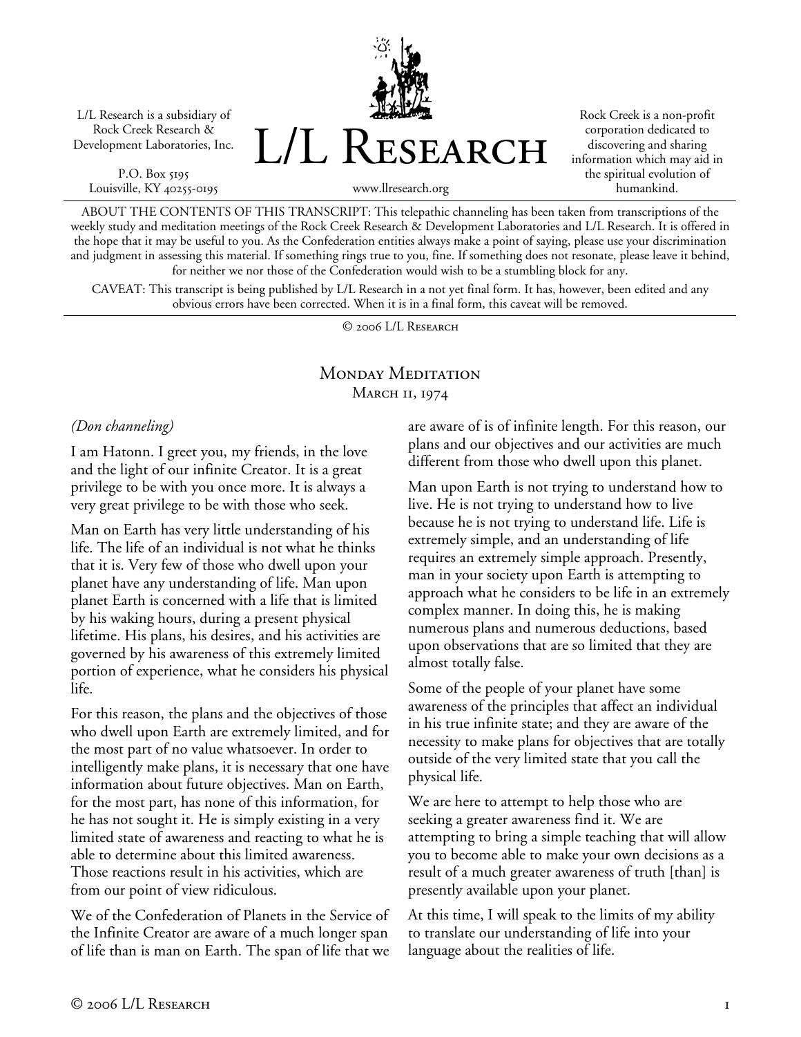L/L Research is a subsidiary of Rock Creek Research & Development Laboratories, Inc.

P.O. Box 5195
Louisville, KY 40255-0195

# L/L Research

www.llresearch.org

Rock Creek is a non-profit corporation dedicated to discovering and sharing information which may aid in the spiritual evolution of humankind.

ABOUT THE CONTENTS OF THIS TRANSCRIPT: This telepathic channeling has been taken from transcriptions of the weekly study and meditation meetings of the Rock Creek Research & Development Laboratories and L/L Research. It is offered in the hope that it may be useful to you. As the Confederation entities always make a point of saying, please use your discrimination and judgment in assessing this material. If something rings true to you, fine. If something does not resonate, please leave it behind, for neither we nor those of the Confederation would wish to be a stumbling block for any.

CAVEAT: This transcript is being published by L/L Research in a not yet final form. It has, however, been edited and any obvious errors have been corrected. When it is in a final form, this caveat will be removed.

© 2006 L/L Research

## Monday Meditation
### March 11, 1974

*(Don channeling)*

I am Hatonn. I greet you, my friends, in the love and the light of our infinite Creator. It is a great privilege to be with you once more. It is always a very great privilege to be with those who seek.

Man on Earth has very little understanding of his life. The life of an individual is not what he thinks that it is. Very few of those who dwell upon your planet have any understanding of life. Man upon planet Earth is concerned with a life that is limited by his waking hours, during a present physical lifetime. His plans, his desires, and his activities are governed by his awareness of this extremely limited portion of experience, what he considers his physical life.

For this reason, the plans and the objectives of those who dwell upon Earth are extremely limited, and for the most part of no value whatsoever. In order to intelligently make plans, it is necessary that one have information about future objectives. Man on Earth, for the most part, has none of this information, for he has not sought it. He is simply existing in a very limited state of awareness and reacting to what he is able to determine about this limited awareness. Those reactions result in his activities, which are from our point of view ridiculous.

We of the Confederation of Planets in the Service of the Infinite Creator are aware of a much longer span of life than is man on Earth. The span of life that we are aware of is of infinite length. For this reason, our plans and our objectives and our activities are much different from those who dwell upon this planet.

Man upon Earth is not trying to understand how to live. He is not trying to understand how to live because he is not trying to understand life. Life is extremely simple, and an understanding of life requires an extremely simple approach. Presently, man in your society upon Earth is attempting to approach what he considers to be life in an extremely complex manner. In doing this, he is making numerous plans and numerous deductions, based upon observations that are so limited that they are almost totally false.

Some of the people of your planet have some awareness of the principles that affect an individual in his true infinite state; and they are aware of the necessity to make plans for objectives that are totally outside of the very limited state that you call the physical life.

We are here to attempt to help those who are seeking a greater awareness find it. We are attempting to bring a simple teaching that will allow you to become able to make your own decisions as a result of a much greater awareness of truth [than] is presently available upon your planet.

At this time, I will speak to the limits of my ability to translate our understanding of life into your language about the realities of life.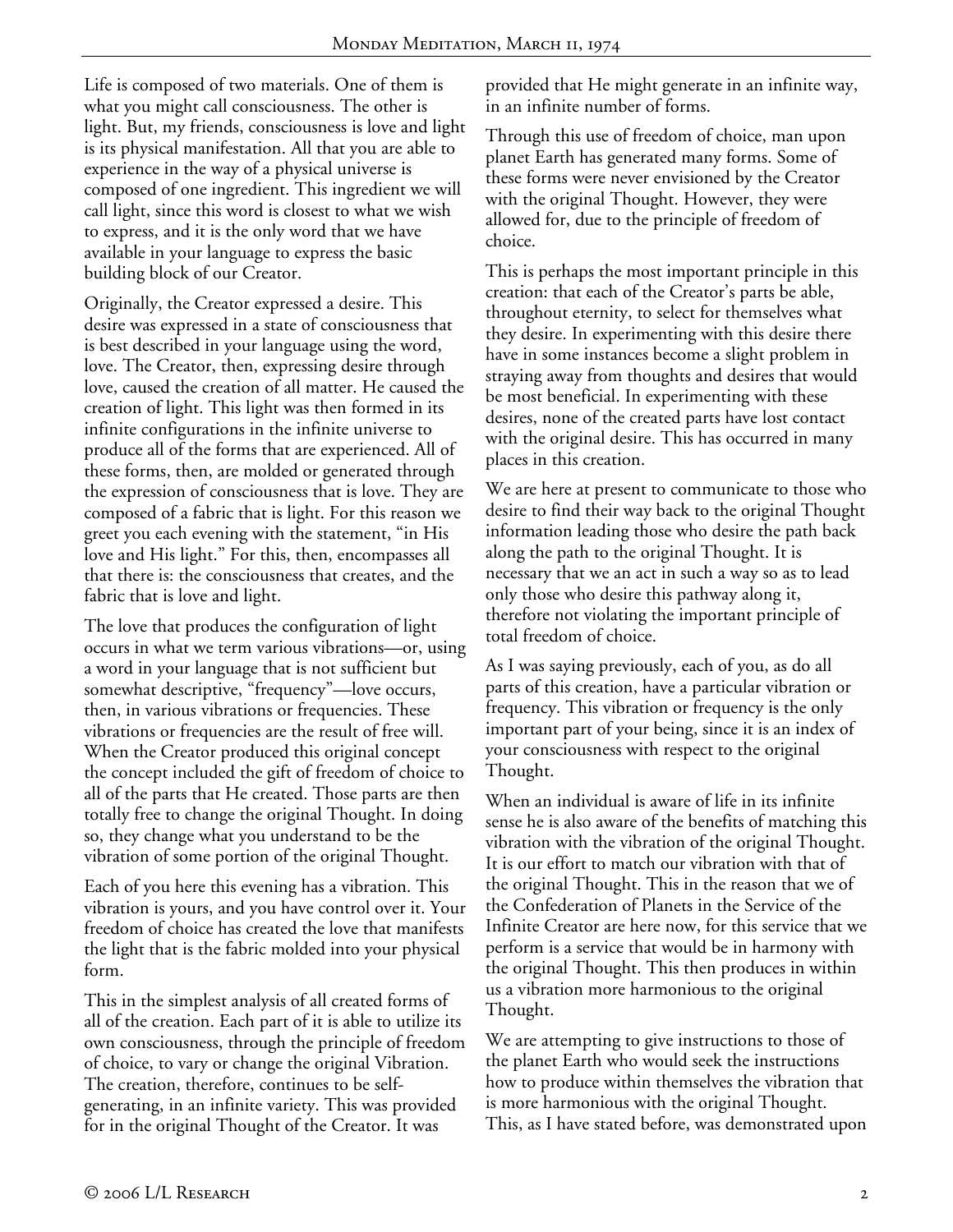Life is composed of two materials. One of them is what you might call consciousness. The other is light. But, my friends, consciousness is love and light is its physical manifestation. All that you are able to experience in the way of a physical universe is composed of one ingredient. This ingredient we will call light, since this word is closest to what we wish to express, and it is the only word that we have available in your language to express the basic building block of our Creator.

Originally, the Creator expressed a desire. This desire was expressed in a state of consciousness that is best described in your language using the word, love. The Creator, then, expressing desire through love, caused the creation of all matter. He caused the creation of light. This light was then formed in its infinite configurations in the infinite universe to produce all of the forms that are experienced. All of these forms, then, are molded or generated through the expression of consciousness that is love. They are composed of a fabric that is light. For this reason we greet you each evening with the statement, "in His love and His light." For this, then, encompasses all that there is: the consciousness that creates, and the fabric that is love and light.

The love that produces the configuration of light occurs in what we term various vibrations—or, using a word in your language that is not sufficient but somewhat descriptive, "frequency"—love occurs, then, in various vibrations or frequencies. These vibrations or frequencies are the result of free will. When the Creator produced this original concept the concept included the gift of freedom of choice to all of the parts that He created. Those parts are then totally free to change the original Thought. In doing so, they change what you understand to be the vibration of some portion of the original Thought.

Each of you here this evening has a vibration. This vibration is yours, and you have control over it. Your freedom of choice has created the love that manifests the light that is the fabric molded into your physical form.

This in the simplest analysis of all created forms of all of the creation. Each part of it is able to utilize its own consciousness, through the principle of freedom of choice, to vary or change the original Vibration. The creation, therefore, continues to be self-generating, in an infinite variety. This was provided for in the original Thought of the Creator. It was provided that He might generate in an infinite way, in an infinite number of forms.

Through this use of freedom of choice, man upon planet Earth has generated many forms. Some of these forms were never envisioned by the Creator with the original Thought. However, they were allowed for, due to the principle of freedom of choice.

This is perhaps the most important principle in this creation: that each of the Creator's parts be able, throughout eternity, to select for themselves what they desire. In experimenting with this desire there have in some instances become a slight problem in straying away from thoughts and desires that would be most beneficial. In experimenting with these desires, none of the created parts have lost contact with the original desire. This has occurred in many places in this creation.

We are here at present to communicate to those who desire to find their way back to the original Thought information leading those who desire the path back along the path to the original Thought. It is necessary that we an act in such a way so as to lead only those who desire this pathway along it, therefore not violating the important principle of total freedom of choice.

As I was saying previously, each of you, as do all parts of this creation, have a particular vibration or frequency. This vibration or frequency is the only important part of your being, since it is an index of your consciousness with respect to the original Thought.

When an individual is aware of life in its infinite sense he is also aware of the benefits of matching this vibration with the vibration of the original Thought. It is our effort to match our vibration with that of the original Thought. This in the reason that we of the Confederation of Planets in the Service of the Infinite Creator are here now, for this service that we perform is a service that would be in harmony with the original Thought. This then produces in within us a vibration more harmonious to the original Thought.

We are attempting to give instructions to those of the planet Earth who would seek the instructions how to produce within themselves the vibration that is more harmonious with the original Thought. This, as I have stated before, was demonstrated upon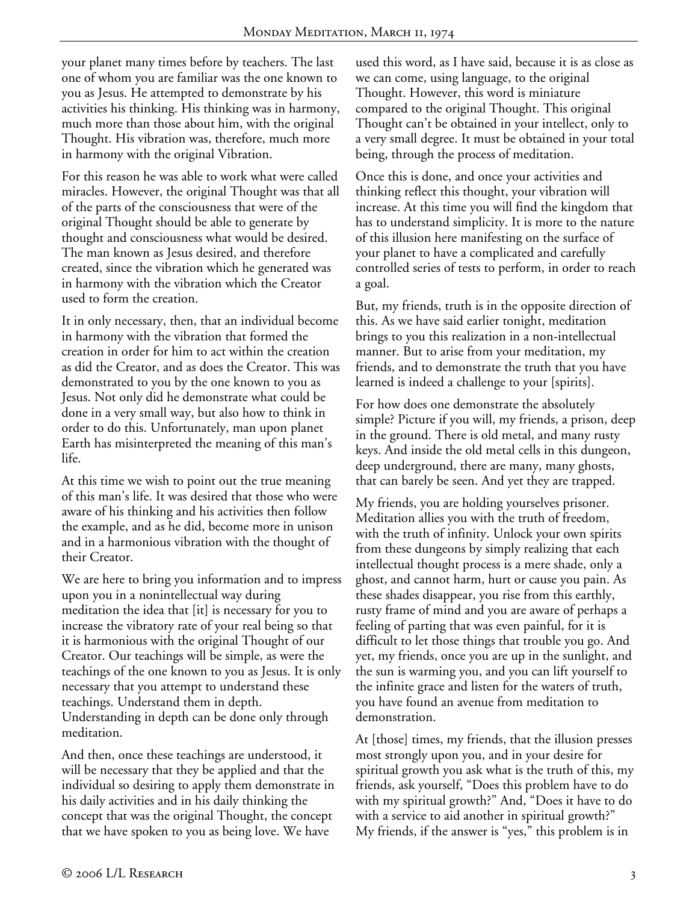your planet many times before by teachers. The last one of whom you are familiar was the one known to you as Jesus. He attempted to demonstrate by his activities his thinking. His thinking was in harmony, much more than those about him, with the original Thought. His vibration was, therefore, much more in harmony with the original Vibration.

For this reason he was able to work what were called miracles. However, the original Thought was that all of the parts of the consciousness that were of the original Thought should be able to generate by thought and consciousness what would be desired. The man known as Jesus desired, and therefore created, since the vibration which he generated was in harmony with the vibration which the Creator used to form the creation.

It in only necessary, then, that an individual become in harmony with the vibration that formed the creation in order for him to act within the creation as did the Creator, and as does the Creator. This was demonstrated to you by the one known to you as Jesus. Not only did he demonstrate what could be done in a very small way, but also how to think in order to do this. Unfortunately, man upon planet Earth has misinterpreted the meaning of this man's life.

At this time we wish to point out the true meaning of this man's life. It was desired that those who were aware of his thinking and his activities then follow the example, and as he did, become more in unison and in a harmonious vibration with the thought of their Creator.

We are here to bring you information and to impress upon you in a nonintellectual way during meditation the idea that [it] is necessary for you to increase the vibratory rate of your real being so that it is harmonious with the original Thought of our Creator. Our teachings will be simple, as were the teachings of the one known to you as Jesus. It is only necessary that you attempt to understand these teachings. Understand them in depth. Understanding in depth can be done only through meditation.

And then, once these teachings are understood, it will be necessary that they be applied and that the individual so desiring to apply them demonstrate in his daily activities and in his daily thinking the concept that was the original Thought, the concept that we have spoken to you as being love. We have used this word, as I have said, because it is as close as we can come, using language, to the original Thought. However, this word is miniature compared to the original Thought. This original Thought can't be obtained in your intellect, only to a very small degree. It must be obtained in your total being, through the process of meditation.

Once this is done, and once your activities and thinking reflect this thought, your vibration will increase. At this time you will find the kingdom that has to understand simplicity. It is more to the nature of this illusion here manifesting on the surface of your planet to have a complicated and carefully controlled series of tests to perform, in order to reach a goal.

But, my friends, truth is in the opposite direction of this. As we have said earlier tonight, meditation brings to you this realization in a non-intellectual manner. But to arise from your meditation, my friends, and to demonstrate the truth that you have learned is indeed a challenge to your [spirits].

For how does one demonstrate the absolutely simple? Picture if you will, my friends, a prison, deep in the ground. There is old metal, and many rusty keys. And inside the old metal cells in this dungeon, deep underground, there are many, many ghosts, that can barely be seen. And yet they are trapped.

My friends, you are holding yourselves prisoner. Meditation allies you with the truth of freedom, with the truth of infinity. Unlock your own spirits from these dungeons by simply realizing that each intellectual thought process is a mere shade, only a ghost, and cannot harm, hurt or cause you pain. As these shades disappear, you rise from this earthly, rusty frame of mind and you are aware of perhaps a feeling of parting that was even painful, for it is difficult to let those things that trouble you go. And yet, my friends, once you are up in the sunlight, and the sun is warming you, and you can lift yourself to the infinite grace and listen for the waters of truth, you have found an avenue from meditation to demonstration.

At [those] times, my friends, that the illusion presses most strongly upon you, and in your desire for spiritual growth you ask what is the truth of this, my friends, ask yourself, "Does this problem have to do with my spiritual growth?" And, "Does it have to do with a service to aid another in spiritual growth?" My friends, if the answer is "yes," this problem is in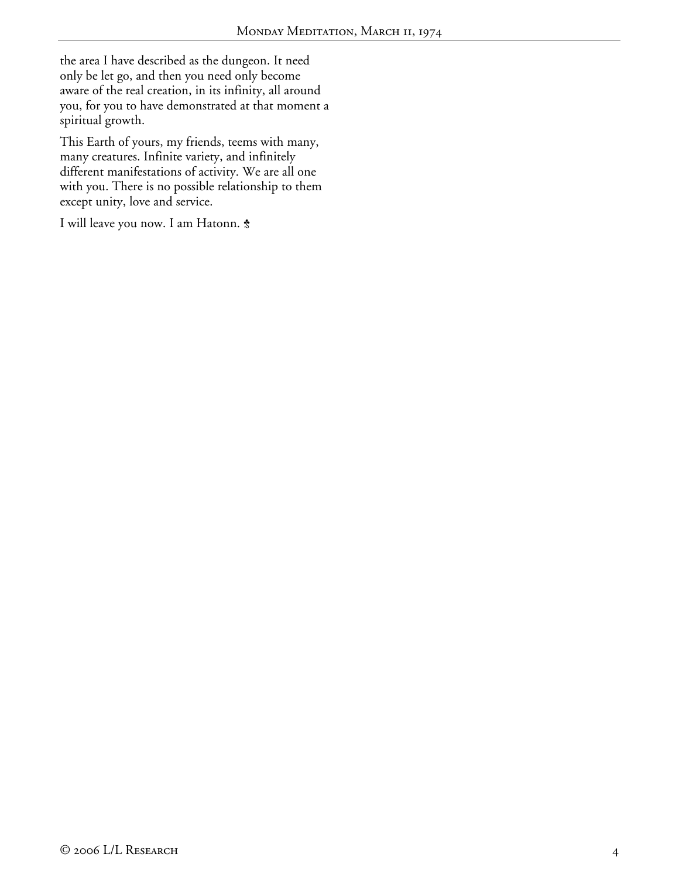the area I have described as the dungeon. It need only be let go, and then you need only become aware of the real creation, in its infinity, all around you, for you to have demonstrated at that moment a spiritual growth.

This Earth of yours, my friends, teems with many, many creatures. Infinite variety, and infinitely different manifestations of activity. We are all one with you. There is no possible relationship to them except unity, love and service.

I will leave you now. I am Hatonn. ☩